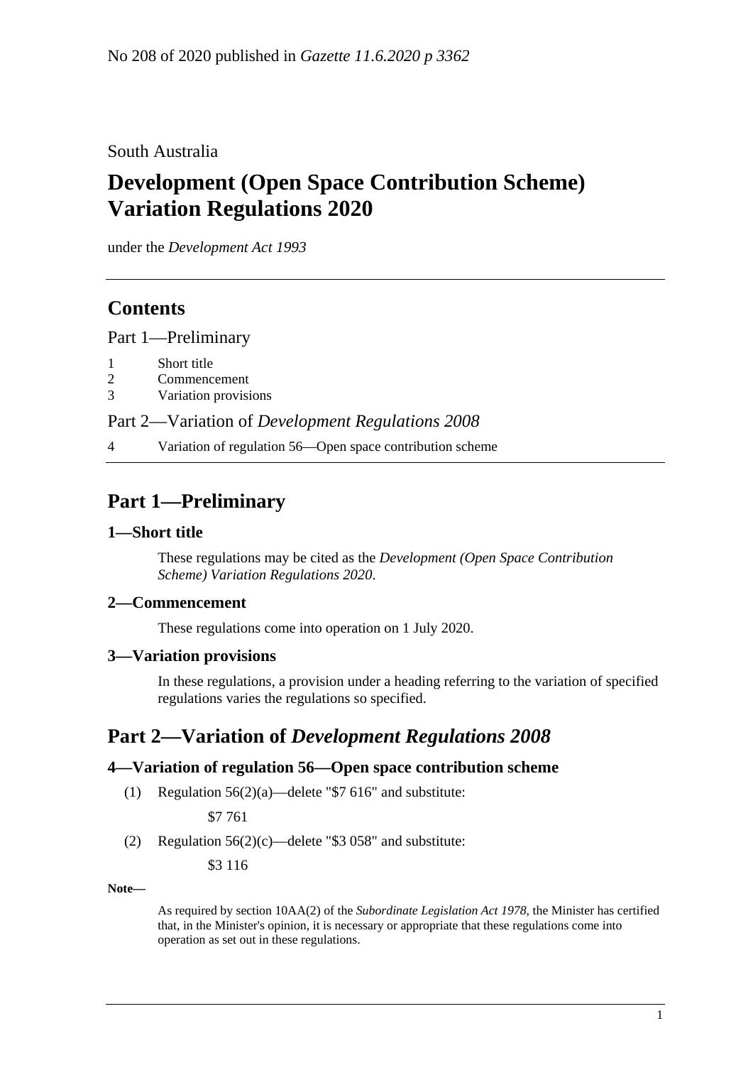No 208 of 2020 published in *Gazette 11.6.2020 p 3362*

South Australia

# Development (Open Space Contribution Scheme) Variation Regulations 2020

under the *Development Act 1993*

## Contents

Part 1—Preliminary

1 Short title
2 Commencement
3 Variation provisions

Part 2—Variation of *Development Regulations 2008*

4 Variation of regulation 56—Open space contribution scheme

## Part 1—Preliminary

### 1—Short title

These regulations may be cited as the *Development (Open Space Contribution Scheme) Variation Regulations 2020*.

### 2—Commencement

These regulations come into operation on 1 July 2020.

### 3—Variation provisions

In these regulations, a provision under a heading referring to the variation of specified regulations varies the regulations so specified.

## Part 2—Variation of *Development Regulations 2008*

### 4—Variation of regulation 56—Open space contribution scheme

(1) Regulation 56(2)(a)—delete "$7 616" and substitute:

$7 761

(2) Regulation 56(2)(c)—delete "$3 058" and substitute:

$3 116

**Note—**

As required by section 10AA(2) of the *Subordinate Legislation Act 1978*, the Minister has certified that, in the Minister's opinion, it is necessary or appropriate that these regulations come into operation as set out in these regulations.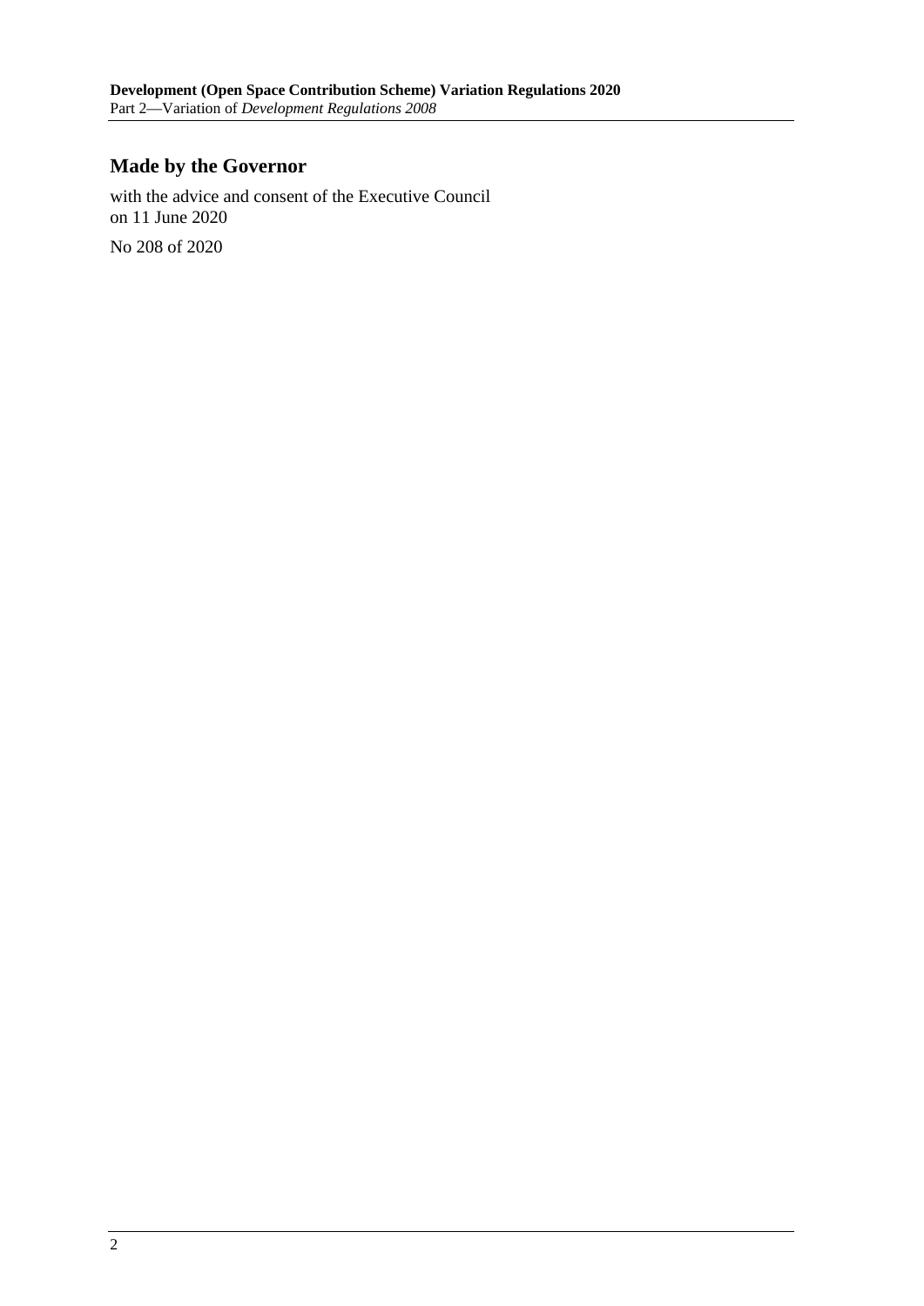## Made by the Governor

with the advice and consent of the Executive Council
on 11 June 2020

No 208 of 2020